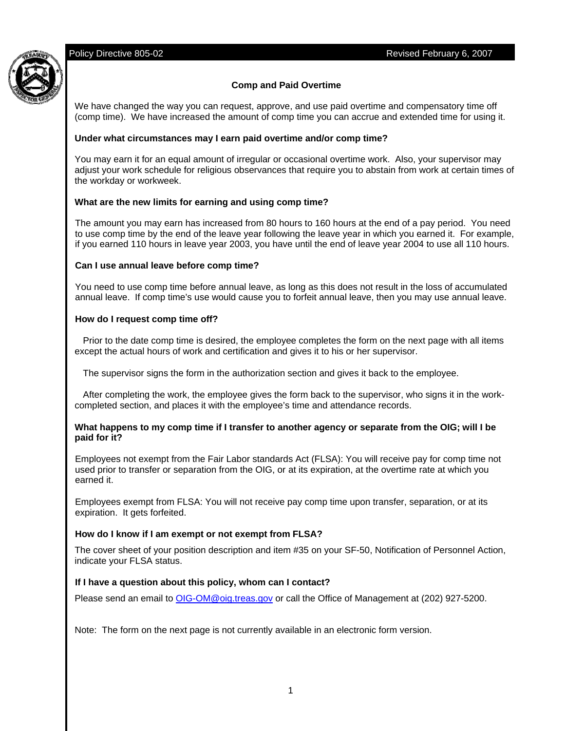Policy Directive 805-02 Revised February 6, 2007

## Comp and Paid Overtime

We have changed the way you can request, approve, and use paid overtime and compensatory time off (comp time). We have increased the amount of comp time you can accrue and extended time for using it.

**Under what circumstances may I earn paid overtime and/or comp time?**

You may earn it for an equal amount of irregular or occasional overtime work. Also, your supervisor may adjust your work schedule for religious observances that require you to abstain from work at certain times of the workday or workweek.

**What are the new limits for earning and using comp time?**

The amount you may earn has increased from 80 hours to 160 hours at the end of a pay period. You need to use comp time by the end of the leave year following the leave year in which you earned it. For example, if you earned 110 hours in leave year 2003, you have until the end of leave year 2004 to use all 110 hours.

**Can I use annual leave before comp time?**

You need to use comp time before annual leave, as long as this does not result in the loss of accumulated annual leave. If comp time's use would cause you to forfeit annual leave, then you may use annual leave.

**How do I request comp time off?**

Prior to the date comp time is desired, the employee completes the form on the next page with all items except the actual hours of work and certification and gives it to his or her supervisor.

The supervisor signs the form in the authorization section and gives it back to the employee.

After completing the work, the employee gives the form back to the supervisor, who signs it in the work-completed section, and places it with the employee's time and attendance records.

**What happens to my comp time if I transfer to another agency or separate from the OIG; will I be paid for it?**

Employees not exempt from the Fair Labor standards Act (FLSA): You will receive pay for comp time not used prior to transfer or separation from the OIG, or at its expiration, at the overtime rate at which you earned it.

Employees exempt from FLSA: You will not receive pay comp time upon transfer, separation, or at its expiration. It gets forfeited.

**How do I know if I am exempt or not exempt from FLSA?**

The cover sheet of your position description and item #35 on your SF-50, Notification of Personnel Action, indicate your FLSA status.

**If I have a question about this policy, whom can I contact?**

Please send an email to OIG-OM@oig.treas.gov or call the Office of Management at (202) 927-5200.

Note: The form on the next page is not currently available in an electronic form version.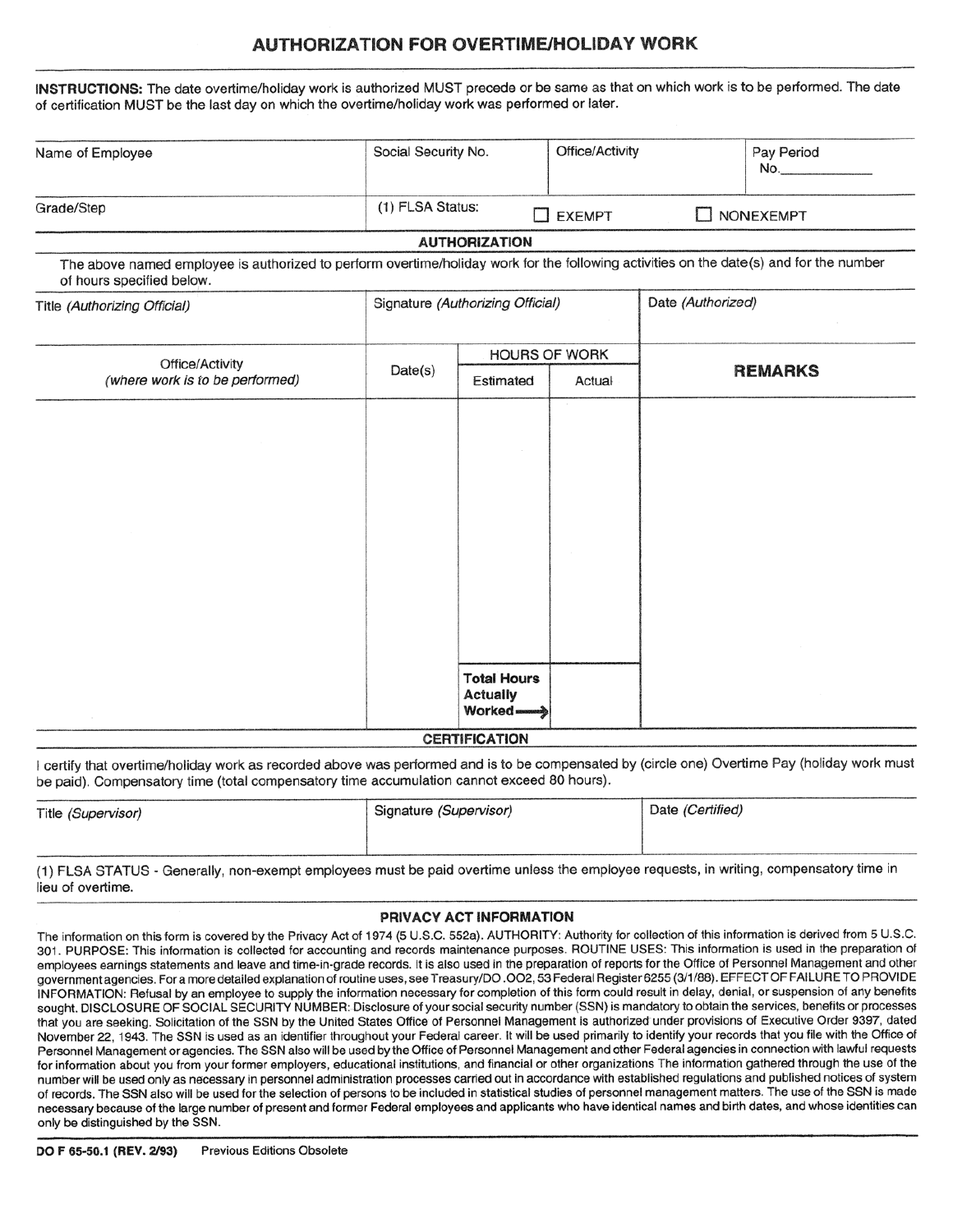# AUTHORIZATION FOR OVERTIME/HOLIDAY WORK

**INSTRUCTIONS:** The date overtime/holiday work is authorized MUST precede or be same as that on which work is to be performed. The date of certification MUST be the last day on which the overtime/holiday work was performed or later.

| Name of Employee | Social Security No. | Office/Activity | Pay Period No.\_\_\_\_\_\_\_\_\_\_ |
|---|---|---|---|
| Grade/Step | (1) FLSA Status: | ☐ EXEMPT | ☐ NONEXEMPT |

## AUTHORIZATION

The above named employee is authorized to perform overtime/holiday work for the following activities on the date(s) and for the number of hours specified below.

| Title *(Authorizing Official)* | Signature *(Authorizing Official)* | Date *(Authorized)* |
|---|---|---|
| | | |

| Office/Activity *(where work is to be performed)* | Date(s) | HOURS OF WORK | | REMARKS |
|---|---|---|---|---|
| | | Estimated | Actual | |
| | | | | |
| | | **Total Hours Actually Worked ⟶** | | |

## CERTIFICATION

I certify that overtime/holiday work as recorded above was performed and is to be compensated by (circle one) Overtime Pay (holiday work must be paid). Compensatory time (total compensatory time accumulation cannot exceed 80 hours).

| Title *(Supervisor)* | Signature *(Supervisor)* | Date *(Certified)* |
|---|---|---|
| | | |

(1) FLSA STATUS - Generally, non-exempt employees must be paid overtime unless the employee requests, in writing, compensatory time in lieu of overtime.

## PRIVACY ACT INFORMATION

The information on this form is covered by the Privacy Act of 1974 (5 U.S.C. 552a). AUTHORITY: Authority for collection of this information is derived from 5 U.S.C. 301. PURPOSE: This information is collected for accounting and records maintenance purposes. ROUTINE USES: This information is used in the preparation of employees earnings statements and leave and time-in-grade records. It is also used in the preparation of reports for the Office of Personnel Management and other government agencies. For a more detailed explanation of routine uses, see Treasury/DO .002, 53 Federal Register 6255 (3/1/88). EFFECT OF FAILURE TO PROVIDE INFORMATION: Refusal by an employee to supply the information necessary for completion of this form could result in delay, denial, or suspension of any benefits sought. DISCLOSURE OF SOCIAL SECURITY NUMBER: Disclosure of your social security number (SSN) is mandatory to obtain the services, benefits or processes that you are seeking. Solicitation of the SSN by the United States Office of Personnel Management is authorized under provisions of Executive Order 9397, dated November 22, 1943. The SSN is used as an identifier throughout your Federal career. It will be used primarily to identify your records that you file with the Office of Personnel Management or agencies. The SSN also will be used by the Office of Personnel Management and other Federal agencies in connection with lawful requests for information about you from your former employers, educational institutions, and financial or other organizations The information gathered through the use of the number will be used only as necessary in personnel administration processes carried out in accordance with established regulations and published notices of system of records. The SSN also will be used for the selection of persons to be included in statistical studies of personnel management matters. The use of the SSN is made necessary because of the large number of present and former Federal employees and applicants who have identical names and birth dates, and whose identities can only be distinguished by the SSN.

**DO F 65-50.1 (REV. 2/93)** Previous Editions Obsolete